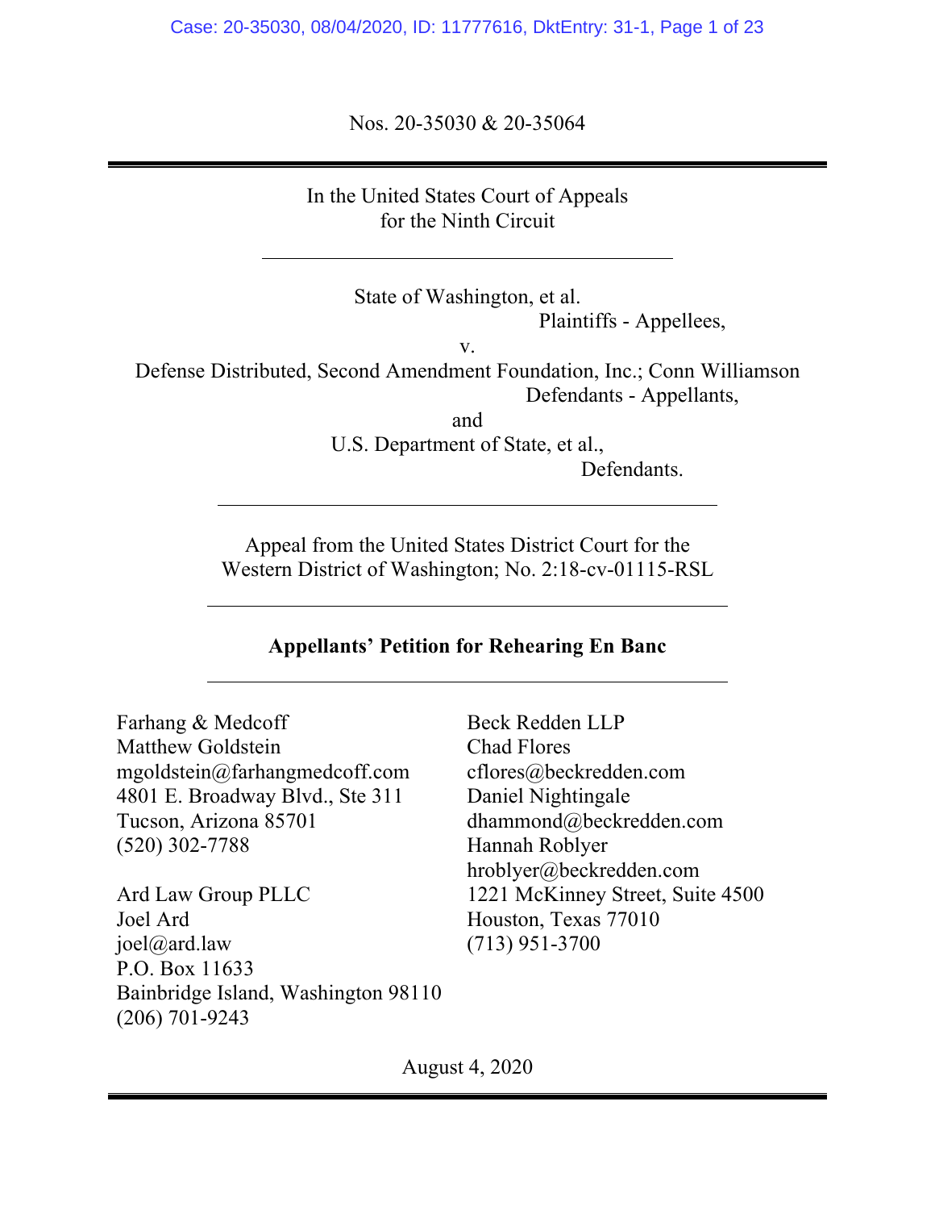Nos. 20-35030 & 20-35064

---

In the United States Court of Appeals
for the Ninth Circuit

---

State of Washington, et al.
Plaintiffs - Appellees,

v.

Defense Distributed, Second Amendment Foundation, Inc.; Conn Williamson
Defendants - Appellants,

and

U.S. Department of State, et al.,
Defendants.

---

Appeal from the United States District Court for the
Western District of Washington; No. 2:18-cv-01115-RSL

---

**Appellants' Petition for Rehearing En Banc**

---

Farhang & Medcoff
Matthew Goldstein
mgoldstein@farhangmedcoff.com
4801 E. Broadway Blvd., Ste 311
Tucson, Arizona 85701
(520) 302-7788

Ard Law Group PLLC
Joel Ard
joel@ard.law
P.O. Box 11633
Bainbridge Island, Washington 98110
(206) 701-9243

Beck Redden LLP
Chad Flores
cflores@beckredden.com
Daniel Nightingale
dhammond@beckredden.com
Hannah Roblyer
hroblyer@beckredden.com
1221 McKinney Street, Suite 4500
Houston, Texas 77010
(713) 951-3700

August 4, 2020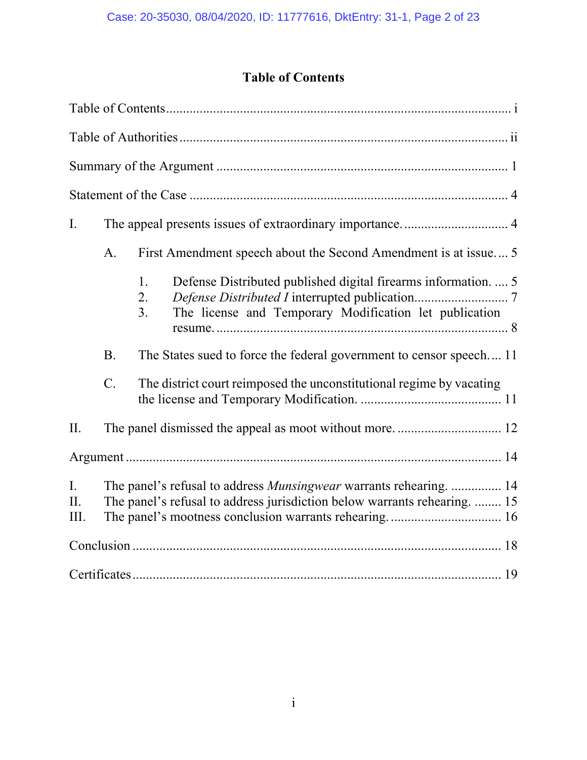# Table of Contents

Table of Contents ........................................................................................ i

Table of Authorities ..................................................................................... ii

Summary of the Argument ........................................................................... 1

Statement of the Case .................................................................................. 4

I. The appeal presents issues of extraordinary importance. ............................... 4

    A. First Amendment speech about the Second Amendment is at issue. ... 5

        1. Defense Distributed published digital firearms information. .... 5
        2. *Defense Distributed I* interrupted publication........................... 7
        3. The license and Temporary Modification let publication resume. ....................................................................................... 8

    B. The States sued to force the federal government to censor speech. ... 11

    C. The district court reimposed the unconstitutional regime by vacating the license and Temporary Modification. ......................................... 11

II. The panel dismissed the appeal as moot without more. ............................... 12

Argument ................................................................................................... 14

I. The panel's refusal to address *Munsingwear* warrants rehearing. ............... 14
II. The panel's refusal to address jurisdiction below warrants rehearing. ........ 15
III. The panel's mootness conclusion warrants rehearing. ................................ 16

Conclusion ................................................................................................ 18

Certificates ............................................................................................... 19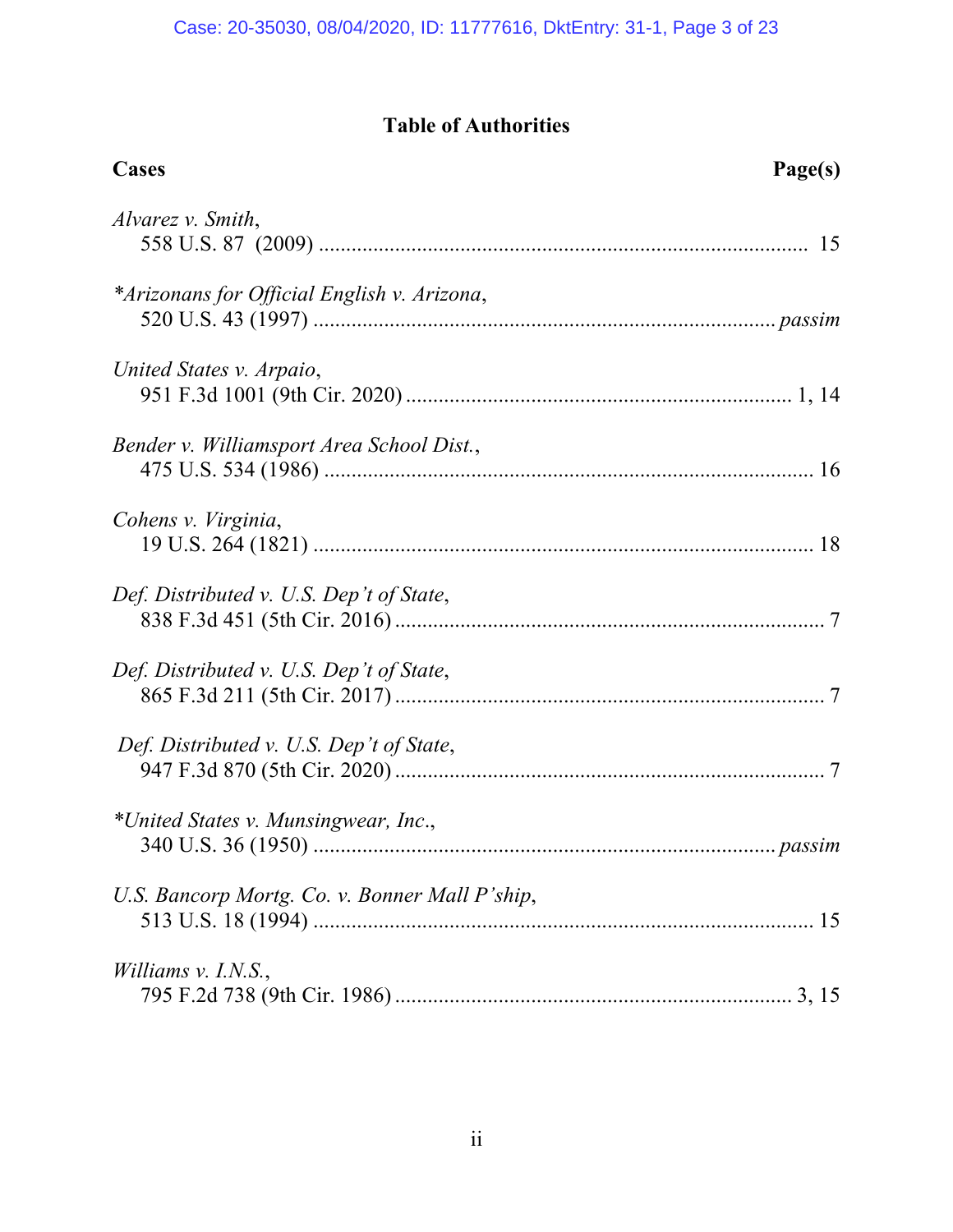# Table of Authorities

| Cases | Page(s) |
|---|---|
| *Alvarez v. Smith*, 558 U.S. 87 (2009) | 15 |
| **Arizonans for Official English v. Arizona*, 520 U.S. 43 (1997) | *passim* |
| *United States v. Arpaio*, 951 F.3d 1001 (9th Cir. 2020) | 1, 14 |
| *Bender v. Williamsport Area School Dist.*, 475 U.S. 534 (1986) | 16 |
| *Cohens v. Virginia*, 19 U.S. 264 (1821) | 18 |
| *Def. Distributed v. U.S. Dep't of State*, 838 F.3d 451 (5th Cir. 2016) | 7 |
| *Def. Distributed v. U.S. Dep't of State*, 865 F.3d 211 (5th Cir. 2017) | 7 |
| *Def. Distributed v. U.S. Dep't of State*, 947 F.3d 870 (5th Cir. 2020) | 7 |
| **United States v. Munsingwear, Inc.*, 340 U.S. 36 (1950) | *passim* |
| *U.S. Bancorp Mortg. Co. v. Bonner Mall P'ship*, 513 U.S. 18 (1994) | 15 |
| *Williams v. I.N.S.*, 795 F.2d 738 (9th Cir. 1986) | 3, 15 |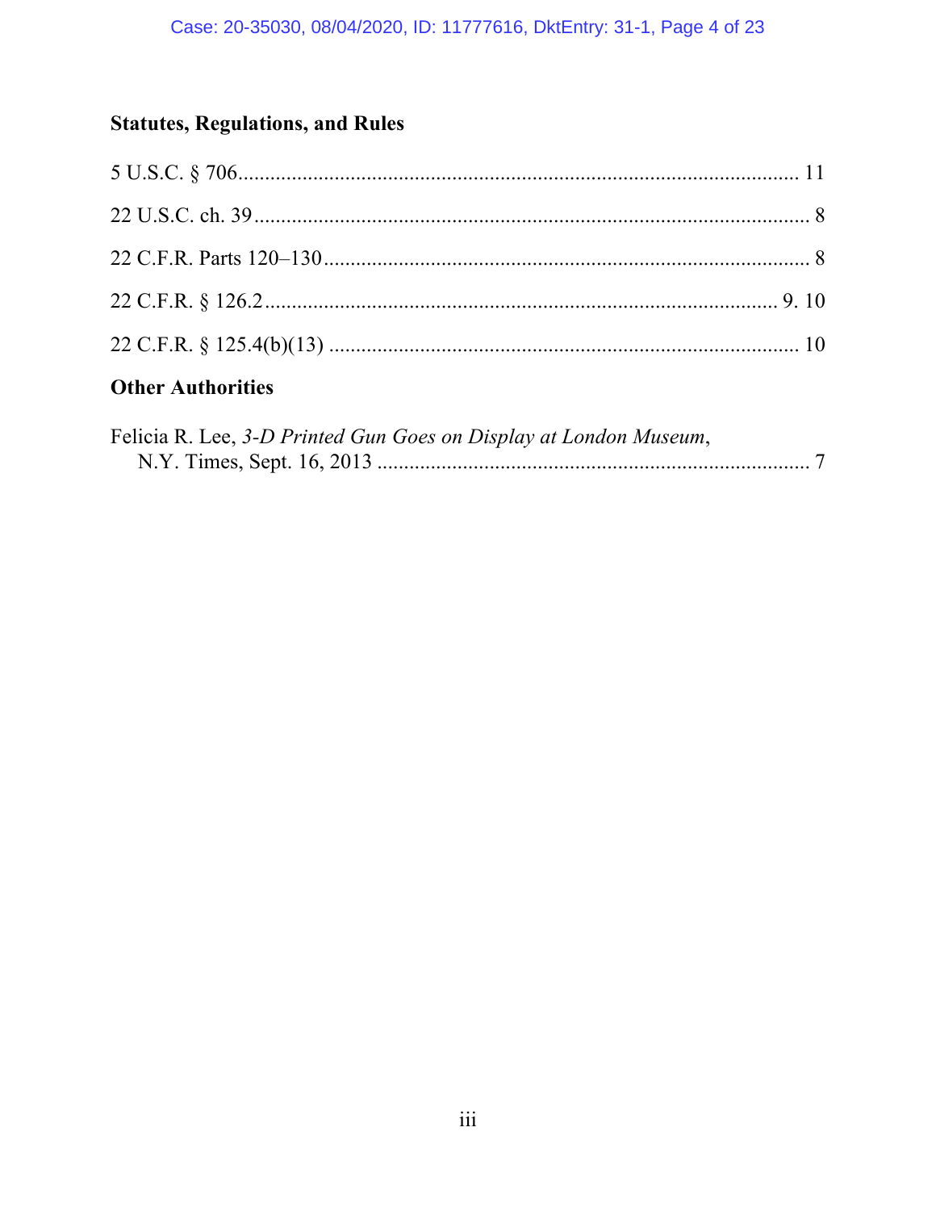### Statutes, Regulations, and Rules

5 U.S.C. § 706 ........................................................................................................ 11

22 U.S.C. ch. 39 ....................................................................................................... 8

22 C.F.R. Parts 120–130 .......................................................................................... 8

22 C.F.R. § 126.2 ............................................................................................... 9. 10

22 C.F.R. § 125.4(b)(13) ........................................................................................ 10

### Other Authorities

Felicia R. Lee, *3-D Printed Gun Goes on Display at London Museum*, N.Y. Times, Sept. 16, 2013 ................................................................................. 7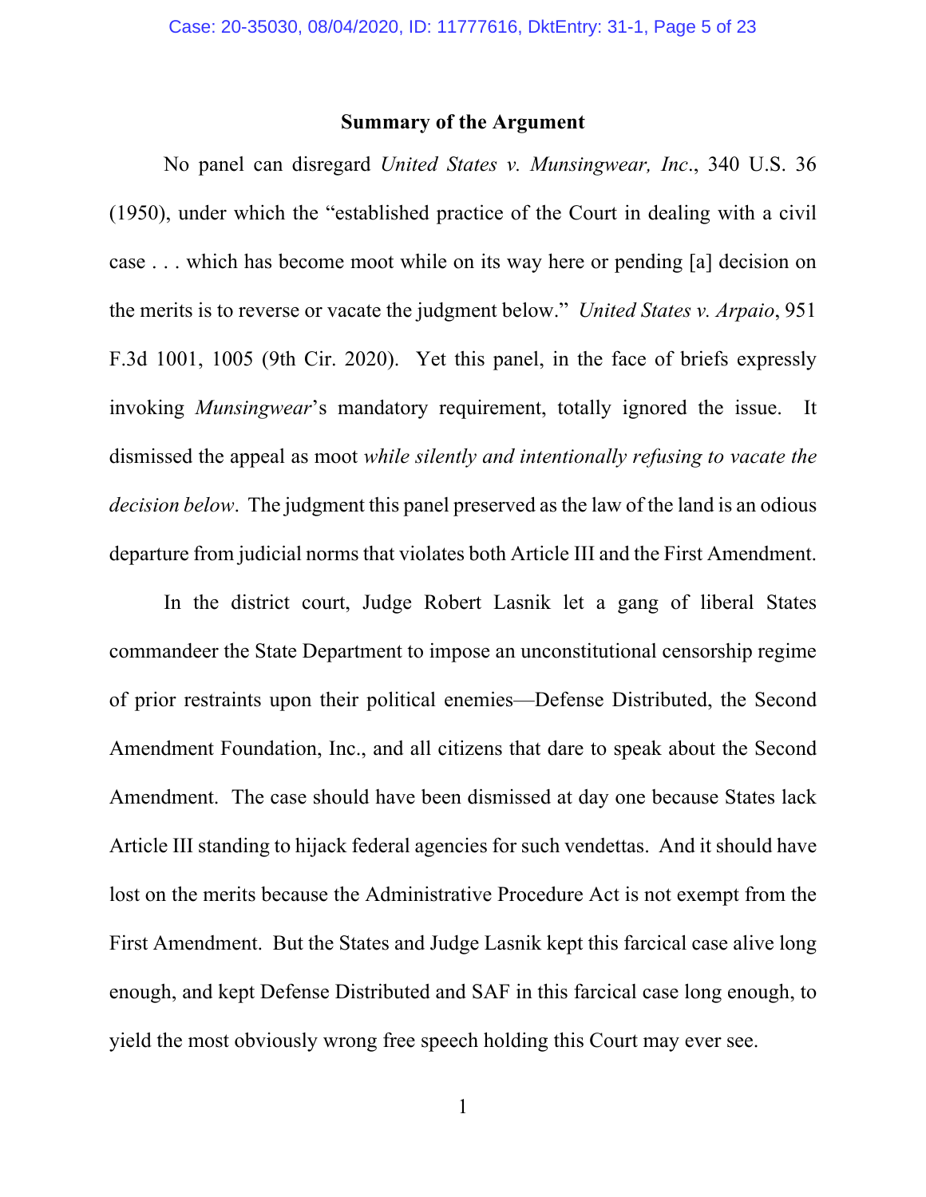## Summary of the Argument

No panel can disregard *United States v. Munsingwear, Inc.*, 340 U.S. 36 (1950), under which the "established practice of the Court in dealing with a civil case . . . which has become moot while on its way here or pending [a] decision on the merits is to reverse or vacate the judgment below." *United States v. Arpaio*, 951 F.3d 1001, 1005 (9th Cir. 2020). Yet this panel, in the face of briefs expressly invoking *Munsingwear*'s mandatory requirement, totally ignored the issue. It dismissed the appeal as moot *while silently and intentionally refusing to vacate the decision below*. The judgment this panel preserved as the law of the land is an odious departure from judicial norms that violates both Article III and the First Amendment.

In the district court, Judge Robert Lasnik let a gang of liberal States commandeer the State Department to impose an unconstitutional censorship regime of prior restraints upon their political enemies—Defense Distributed, the Second Amendment Foundation, Inc., and all citizens that dare to speak about the Second Amendment. The case should have been dismissed at day one because States lack Article III standing to hijack federal agencies for such vendettas. And it should have lost on the merits because the Administrative Procedure Act is not exempt from the First Amendment. But the States and Judge Lasnik kept this farcical case alive long enough, and kept Defense Distributed and SAF in this farcical case long enough, to yield the most obviously wrong free speech holding this Court may ever see.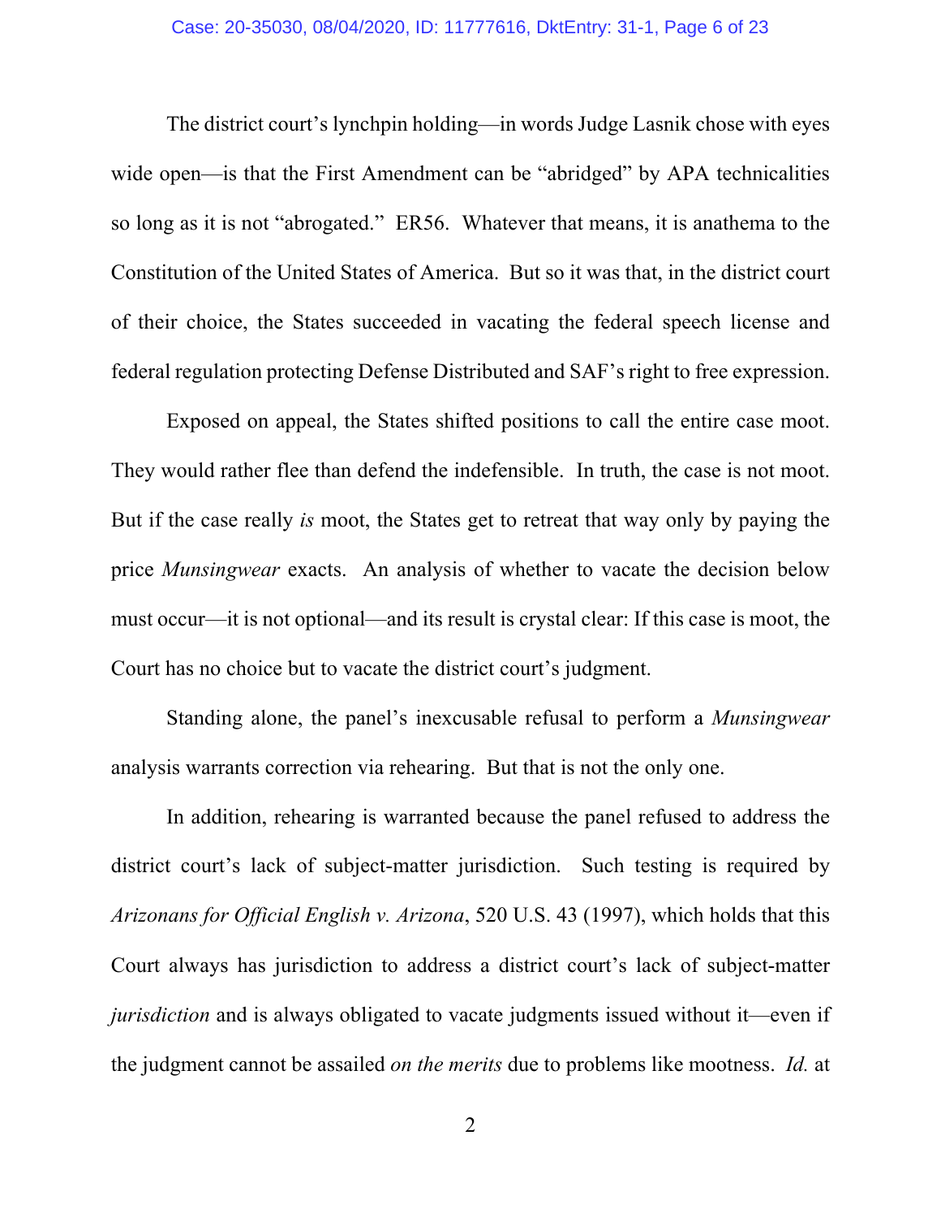The district court's lynchpin holding—in words Judge Lasnik chose with eyes wide open—is that the First Amendment can be "abridged" by APA technicalities so long as it is not "abrogated." ER56. Whatever that means, it is anathema to the Constitution of the United States of America. But so it was that, in the district court of their choice, the States succeeded in vacating the federal speech license and federal regulation protecting Defense Distributed and SAF's right to free expression.

Exposed on appeal, the States shifted positions to call the entire case moot. They would rather flee than defend the indefensible. In truth, the case is not moot. But if the case really *is* moot, the States get to retreat that way only by paying the price *Munsingwear* exacts. An analysis of whether to vacate the decision below must occur—it is not optional—and its result is crystal clear: If this case is moot, the Court has no choice but to vacate the district court's judgment.

Standing alone, the panel's inexcusable refusal to perform a *Munsingwear* analysis warrants correction via rehearing. But that is not the only one.

In addition, rehearing is warranted because the panel refused to address the district court's lack of subject-matter jurisdiction. Such testing is required by *Arizonans for Official English v. Arizona*, 520 U.S. 43 (1997), which holds that this Court always has jurisdiction to address a district court's lack of subject-matter *jurisdiction* and is always obligated to vacate judgments issued without it—even if the judgment cannot be assailed *on the merits* due to problems like mootness. *Id.* at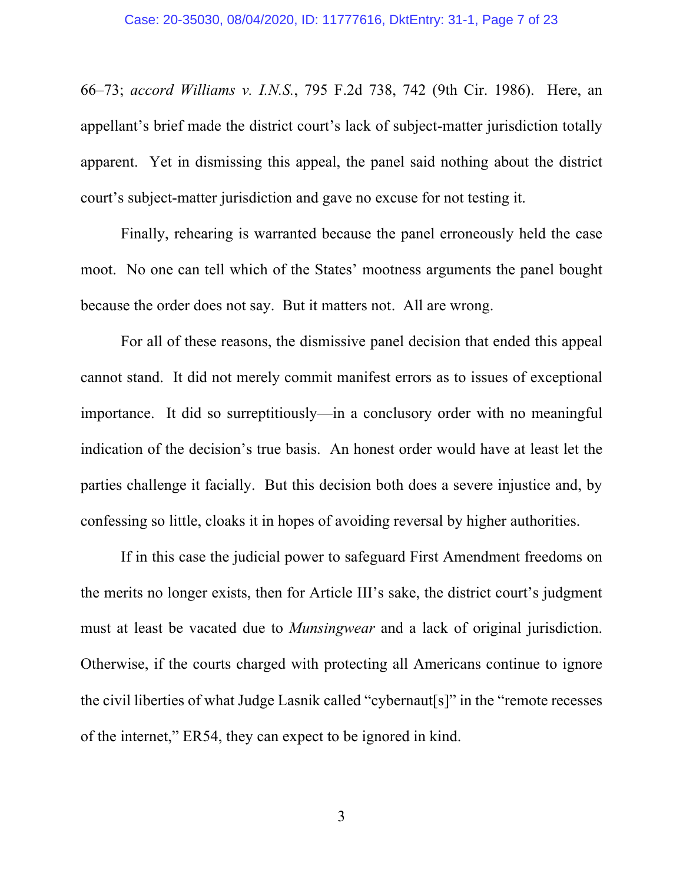66–73; *accord Williams v. I.N.S.*, 795 F.2d 738, 742 (9th Cir. 1986). Here, an appellant's brief made the district court's lack of subject-matter jurisdiction totally apparent. Yet in dismissing this appeal, the panel said nothing about the district court's subject-matter jurisdiction and gave no excuse for not testing it.

Finally, rehearing is warranted because the panel erroneously held the case moot. No one can tell which of the States' mootness arguments the panel bought because the order does not say. But it matters not. All are wrong.

For all of these reasons, the dismissive panel decision that ended this appeal cannot stand. It did not merely commit manifest errors as to issues of exceptional importance. It did so surreptitiously—in a conclusory order with no meaningful indication of the decision's true basis. An honest order would have at least let the parties challenge it facially. But this decision both does a severe injustice and, by confessing so little, cloaks it in hopes of avoiding reversal by higher authorities.

If in this case the judicial power to safeguard First Amendment freedoms on the merits no longer exists, then for Article III's sake, the district court's judgment must at least be vacated due to *Munsingwear* and a lack of original jurisdiction. Otherwise, if the courts charged with protecting all Americans continue to ignore the civil liberties of what Judge Lasnik called "cybernaut[s]" in the "remote recesses of the internet," ER54, they can expect to be ignored in kind.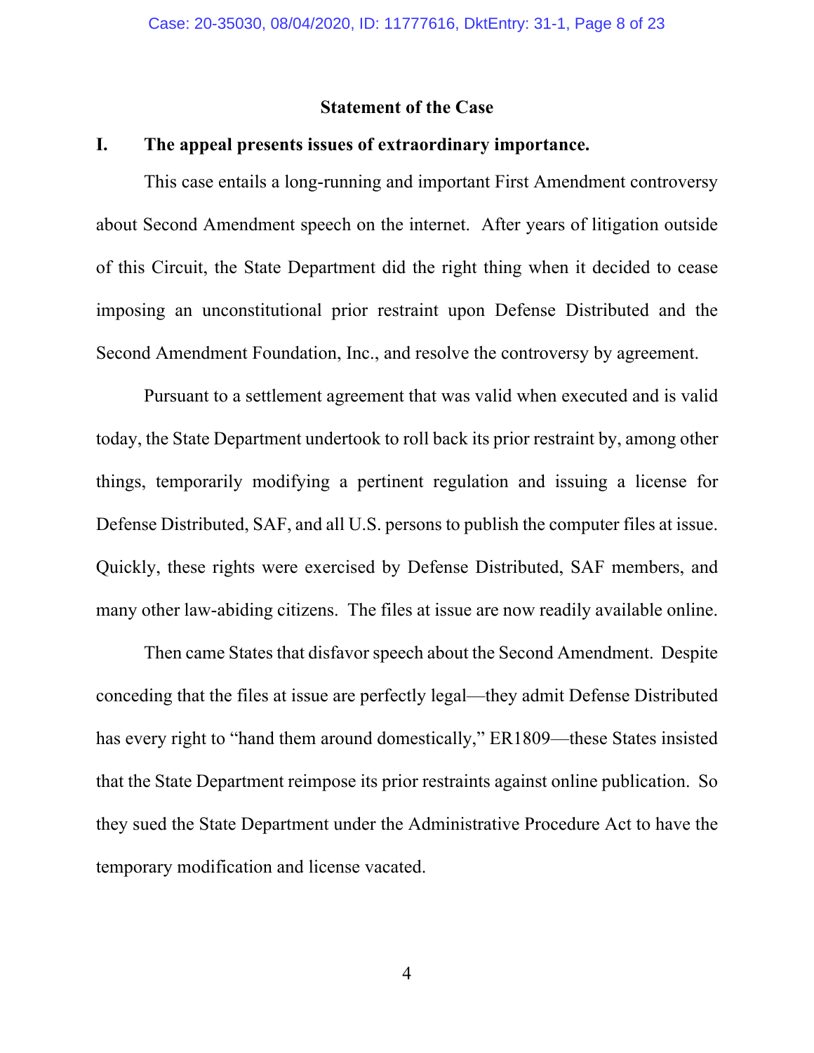## Statement of the Case

### I. The appeal presents issues of extraordinary importance.

This case entails a long-running and important First Amendment controversy about Second Amendment speech on the internet. After years of litigation outside of this Circuit, the State Department did the right thing when it decided to cease imposing an unconstitutional prior restraint upon Defense Distributed and the Second Amendment Foundation, Inc., and resolve the controversy by agreement.

Pursuant to a settlement agreement that was valid when executed and is valid today, the State Department undertook to roll back its prior restraint by, among other things, temporarily modifying a pertinent regulation and issuing a license for Defense Distributed, SAF, and all U.S. persons to publish the computer files at issue. Quickly, these rights were exercised by Defense Distributed, SAF members, and many other law-abiding citizens. The files at issue are now readily available online.

Then came States that disfavor speech about the Second Amendment. Despite conceding that the files at issue are perfectly legal—they admit Defense Distributed has every right to "hand them around domestically," ER1809—these States insisted that the State Department reimpose its prior restraints against online publication. So they sued the State Department under the Administrative Procedure Act to have the temporary modification and license vacated.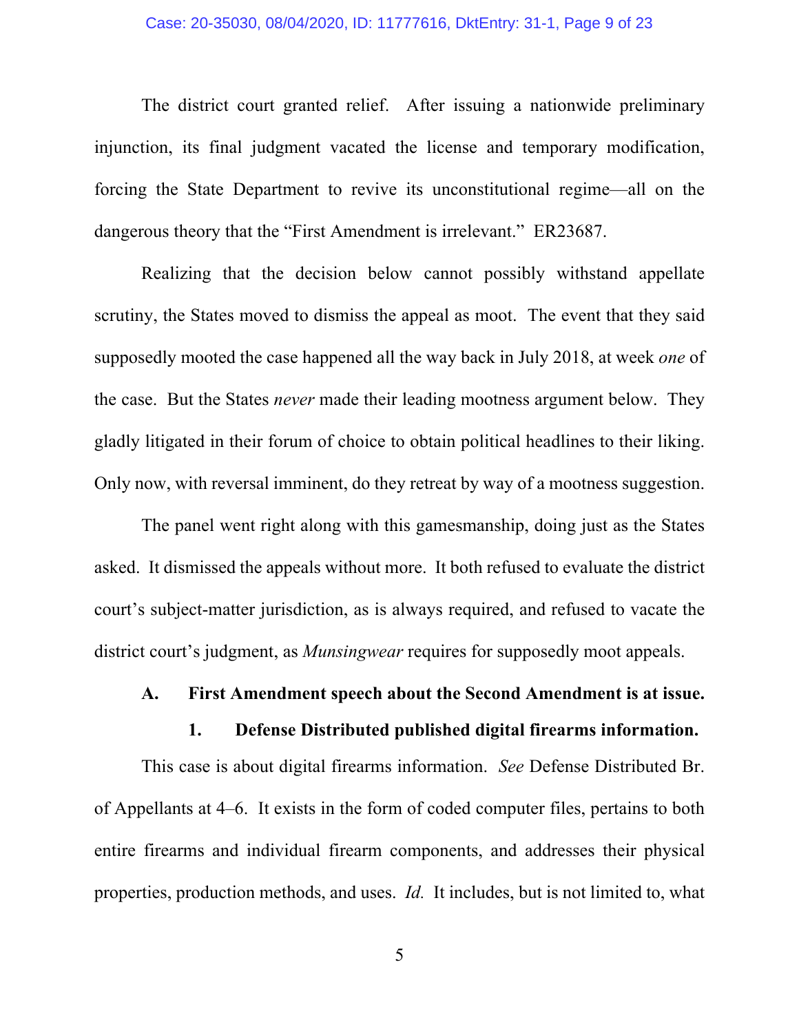The district court granted relief. After issuing a nationwide preliminary injunction, its final judgment vacated the license and temporary modification, forcing the State Department to revive its unconstitutional regime—all on the dangerous theory that the "First Amendment is irrelevant." ER23687.

Realizing that the decision below cannot possibly withstand appellate scrutiny, the States moved to dismiss the appeal as moot. The event that they said supposedly mooted the case happened all the way back in July 2018, at week *one* of the case. But the States *never* made their leading mootness argument below. They gladly litigated in their forum of choice to obtain political headlines to their liking. Only now, with reversal imminent, do they retreat by way of a mootness suggestion.

The panel went right along with this gamesmanship, doing just as the States asked. It dismissed the appeals without more. It both refused to evaluate the district court's subject-matter jurisdiction, as is always required, and refused to vacate the district court's judgment, as *Munsingwear* requires for supposedly moot appeals.

### A. First Amendment speech about the Second Amendment is at issue.

#### 1. Defense Distributed published digital firearms information.

This case is about digital firearms information. *See* Defense Distributed Br. of Appellants at 4–6. It exists in the form of coded computer files, pertains to both entire firearms and individual firearm components, and addresses their physical properties, production methods, and uses. *Id.* It includes, but is not limited to, what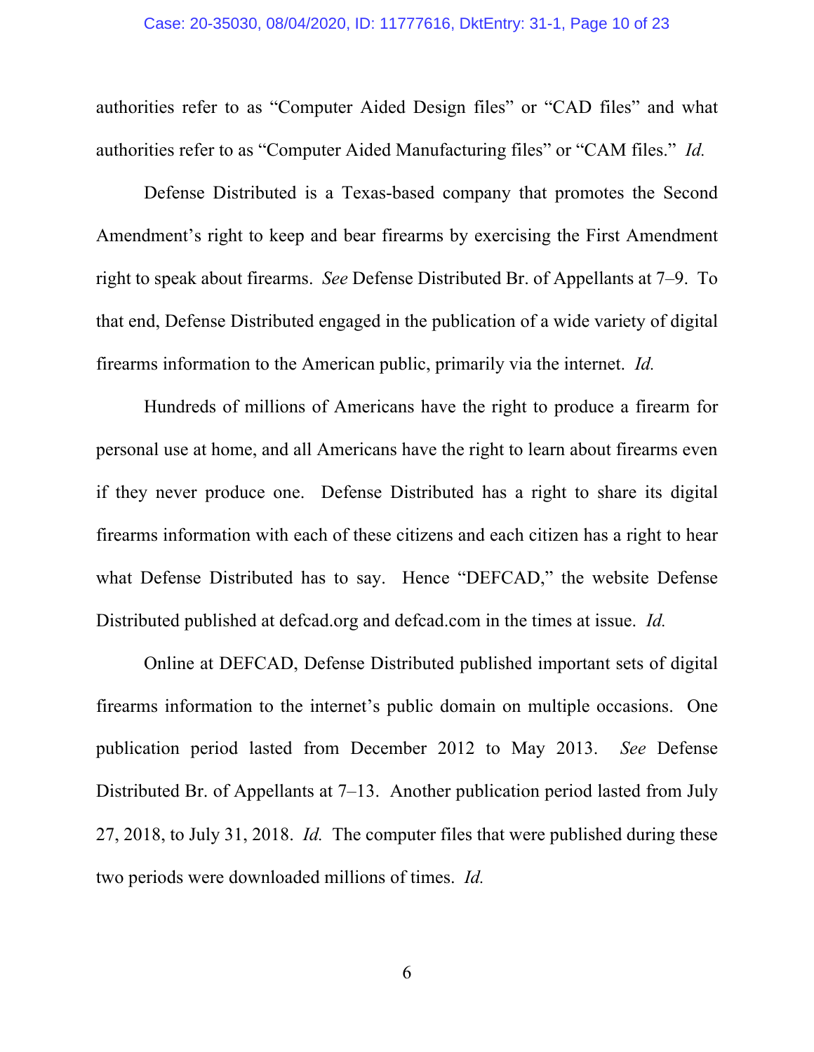authorities refer to as "Computer Aided Design files" or "CAD files" and what authorities refer to as "Computer Aided Manufacturing files" or "CAM files." *Id.*

Defense Distributed is a Texas-based company that promotes the Second Amendment's right to keep and bear firearms by exercising the First Amendment right to speak about firearms. *See* Defense Distributed Br. of Appellants at 7–9. To that end, Defense Distributed engaged in the publication of a wide variety of digital firearms information to the American public, primarily via the internet. *Id.*

Hundreds of millions of Americans have the right to produce a firearm for personal use at home, and all Americans have the right to learn about firearms even if they never produce one. Defense Distributed has a right to share its digital firearms information with each of these citizens and each citizen has a right to hear what Defense Distributed has to say. Hence "DEFCAD," the website Defense Distributed published at defcad.org and defcad.com in the times at issue. *Id.*

Online at DEFCAD, Defense Distributed published important sets of digital firearms information to the internet's public domain on multiple occasions. One publication period lasted from December 2012 to May 2013. *See* Defense Distributed Br. of Appellants at 7–13. Another publication period lasted from July 27, 2018, to July 31, 2018. *Id.* The computer files that were published during these two periods were downloaded millions of times. *Id.*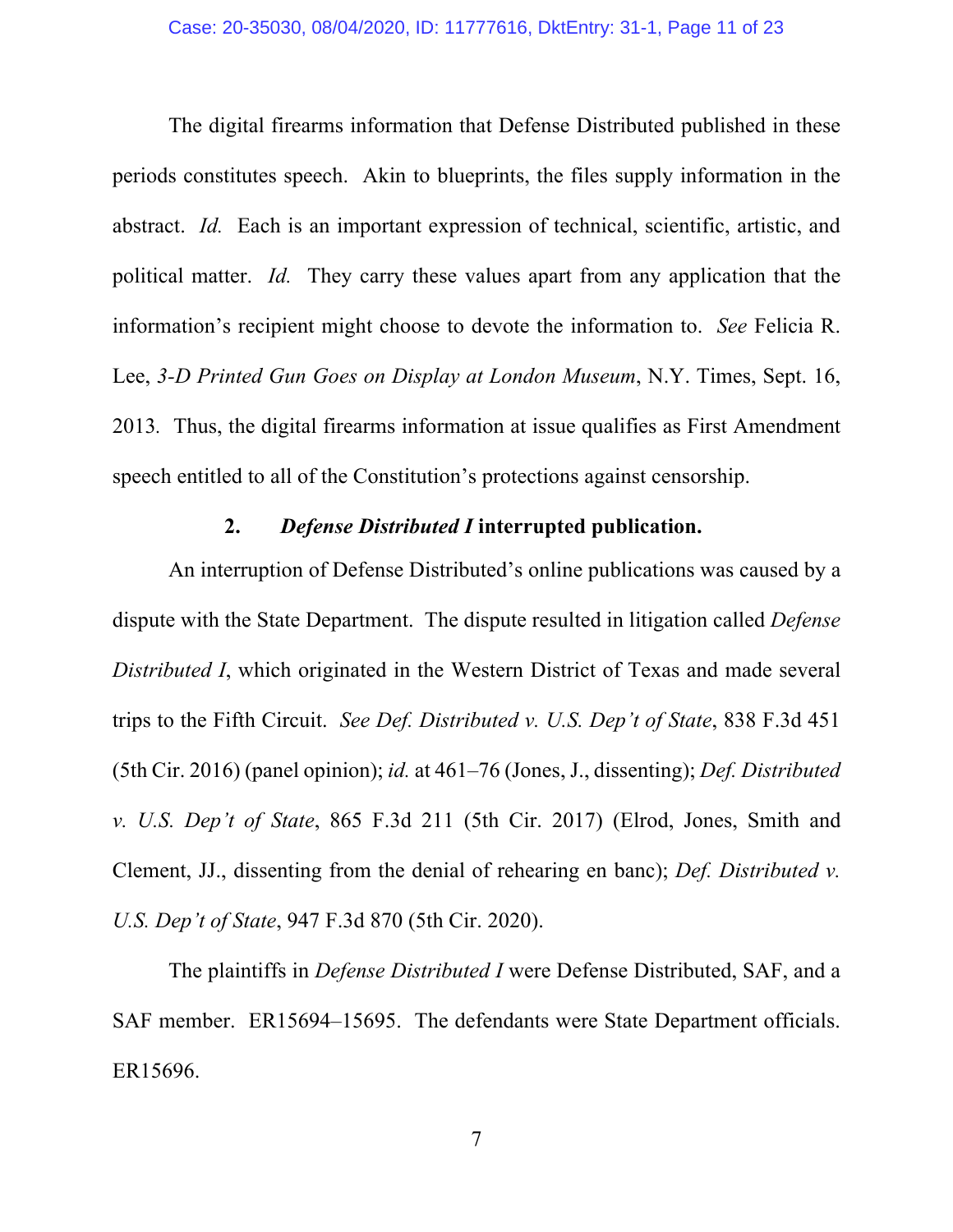The digital firearms information that Defense Distributed published in these periods constitutes speech. Akin to blueprints, the files supply information in the abstract. *Id.* Each is an important expression of technical, scientific, artistic, and political matter. *Id.* They carry these values apart from any application that the information's recipient might choose to devote the information to. *See* Felicia R. Lee, *3-D Printed Gun Goes on Display at London Museum*, N.Y. Times, Sept. 16, 2013. Thus, the digital firearms information at issue qualifies as First Amendment speech entitled to all of the Constitution's protections against censorship.

### 2. *Defense Distributed I* interrupted publication.

An interruption of Defense Distributed's online publications was caused by a dispute with the State Department. The dispute resulted in litigation called *Defense Distributed I*, which originated in the Western District of Texas and made several trips to the Fifth Circuit. *See Def. Distributed v. U.S. Dep't of State*, 838 F.3d 451 (5th Cir. 2016) (panel opinion); *id.* at 461–76 (Jones, J., dissenting); *Def. Distributed v. U.S. Dep't of State*, 865 F.3d 211 (5th Cir. 2017) (Elrod, Jones, Smith and Clement, JJ., dissenting from the denial of rehearing en banc); *Def. Distributed v. U.S. Dep't of State*, 947 F.3d 870 (5th Cir. 2020).

The plaintiffs in *Defense Distributed I* were Defense Distributed, SAF, and a SAF member. ER15694–15695. The defendants were State Department officials. ER15696.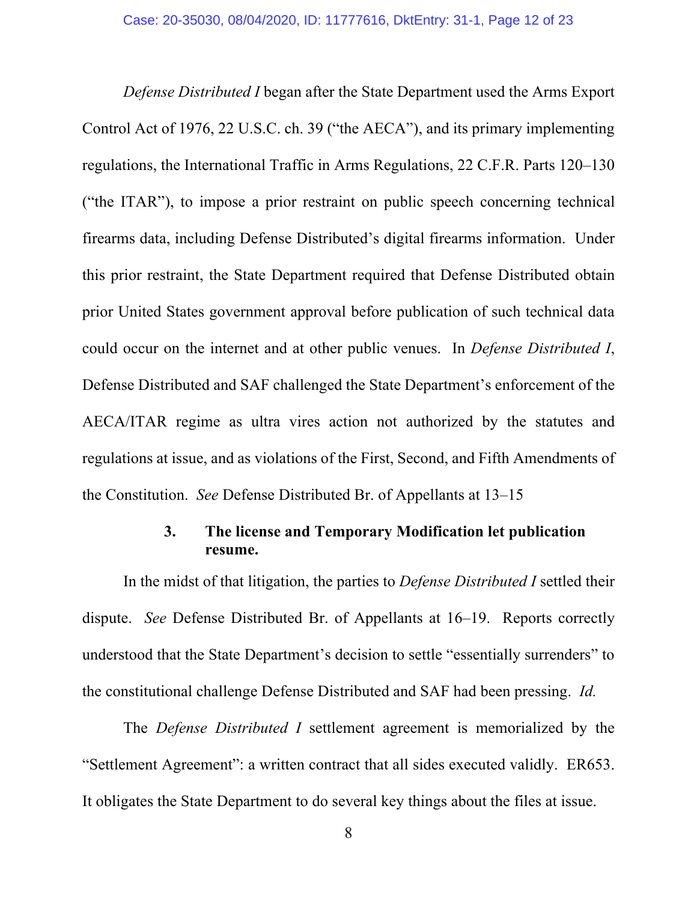*Defense Distributed I* began after the State Department used the Arms Export Control Act of 1976, 22 U.S.C. ch. 39 ("the AECA"), and its primary implementing regulations, the International Traffic in Arms Regulations, 22 C.F.R. Parts 120–130 ("the ITAR"), to impose a prior restraint on public speech concerning technical firearms data, including Defense Distributed's digital firearms information. Under this prior restraint, the State Department required that Defense Distributed obtain prior United States government approval before publication of such technical data could occur on the internet and at other public venues. In *Defense Distributed I*, Defense Distributed and SAF challenged the State Department's enforcement of the AECA/ITAR regime as ultra vires action not authorized by the statutes and regulations at issue, and as violations of the First, Second, and Fifth Amendments of the Constitution. *See* Defense Distributed Br. of Appellants at 13–15

### 3. The license and Temporary Modification let publication resume.

In the midst of that litigation, the parties to *Defense Distributed I* settled their dispute. *See* Defense Distributed Br. of Appellants at 16–19. Reports correctly understood that the State Department's decision to settle "essentially surrenders" to the constitutional challenge Defense Distributed and SAF had been pressing. *Id.*

The *Defense Distributed I* settlement agreement is memorialized by the "Settlement Agreement": a written contract that all sides executed validly. ER653. It obligates the State Department to do several key things about the files at issue.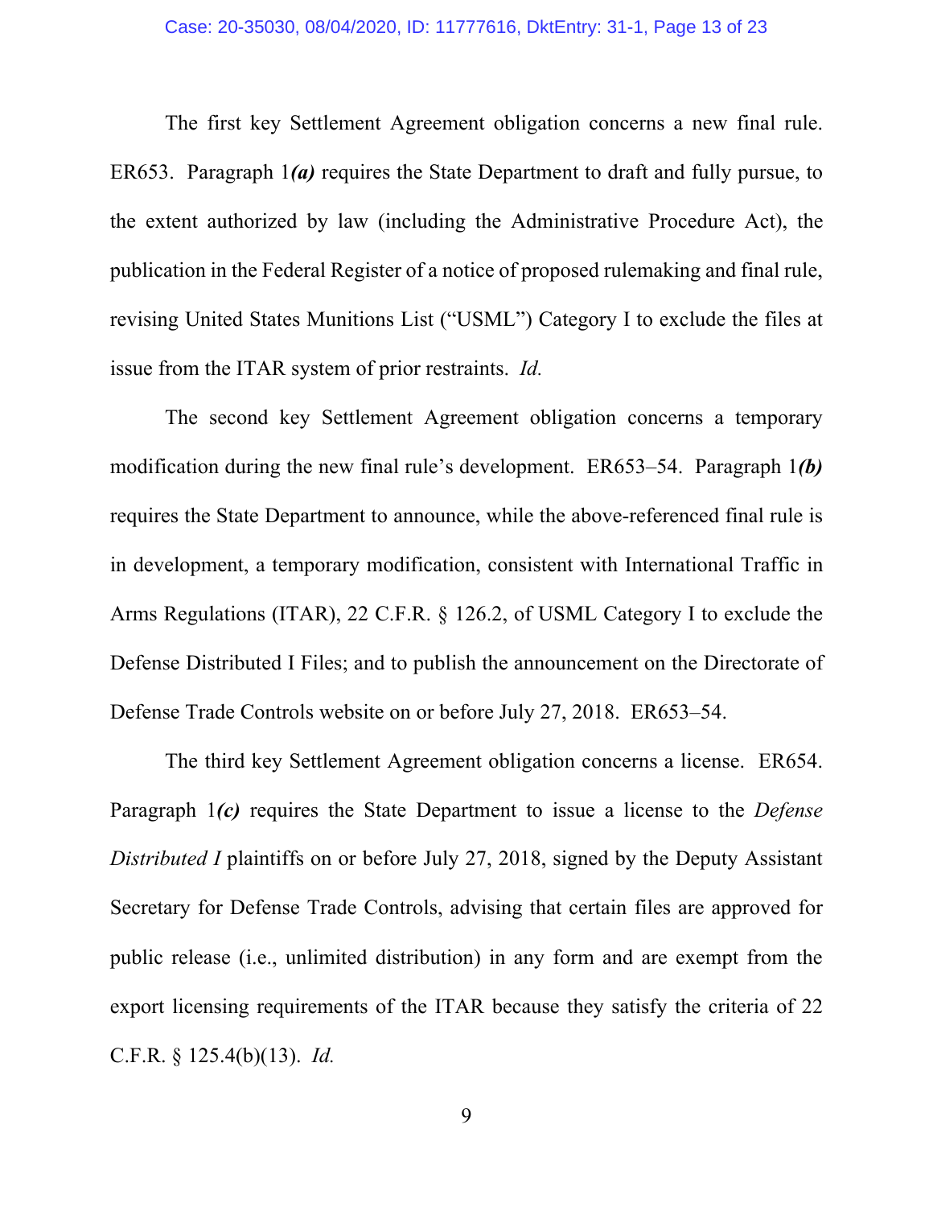The first key Settlement Agreement obligation concerns a new final rule. ER653. Paragraph 1***(a)*** requires the State Department to draft and fully pursue, to the extent authorized by law (including the Administrative Procedure Act), the publication in the Federal Register of a notice of proposed rulemaking and final rule, revising United States Munitions List ("USML") Category I to exclude the files at issue from the ITAR system of prior restraints. *Id.*

The second key Settlement Agreement obligation concerns a temporary modification during the new final rule's development. ER653–54. Paragraph 1***(b)*** requires the State Department to announce, while the above-referenced final rule is in development, a temporary modification, consistent with International Traffic in Arms Regulations (ITAR), 22 C.F.R. § 126.2, of USML Category I to exclude the Defense Distributed I Files; and to publish the announcement on the Directorate of Defense Trade Controls website on or before July 27, 2018. ER653–54.

The third key Settlement Agreement obligation concerns a license. ER654. Paragraph 1***(c)*** requires the State Department to issue a license to the *Defense Distributed I* plaintiffs on or before July 27, 2018, signed by the Deputy Assistant Secretary for Defense Trade Controls, advising that certain files are approved for public release (i.e., unlimited distribution) in any form and are exempt from the export licensing requirements of the ITAR because they satisfy the criteria of 22 C.F.R. § 125.4(b)(13). *Id.*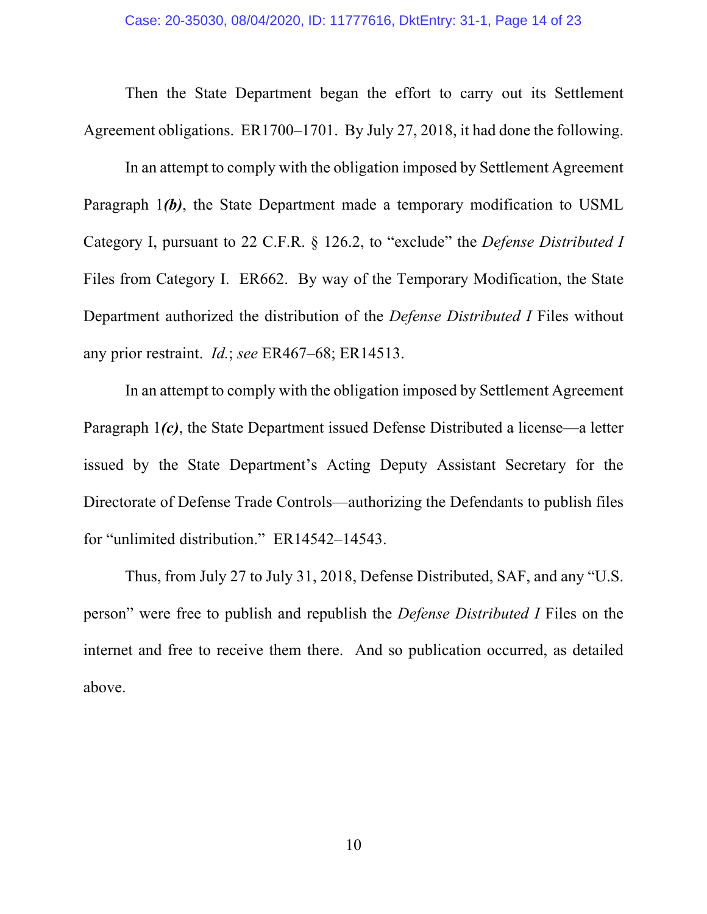Then the State Department began the effort to carry out its Settlement Agreement obligations. ER1700–1701. By July 27, 2018, it had done the following.

In an attempt to comply with the obligation imposed by Settlement Agreement Paragraph 1***(b)***, the State Department made a temporary modification to USML Category I, pursuant to 22 C.F.R. § 126.2, to "exclude" the *Defense Distributed I* Files from Category I. ER662. By way of the Temporary Modification, the State Department authorized the distribution of the *Defense Distributed I* Files without any prior restraint. *Id.*; *see* ER467–68; ER14513.

In an attempt to comply with the obligation imposed by Settlement Agreement Paragraph 1***(c)***, the State Department issued Defense Distributed a license—a letter issued by the State Department's Acting Deputy Assistant Secretary for the Directorate of Defense Trade Controls—authorizing the Defendants to publish files for "unlimited distribution." ER14542–14543.

Thus, from July 27 to July 31, 2018, Defense Distributed, SAF, and any "U.S. person" were free to publish and republish the *Defense Distributed I* Files on the internet and free to receive them there. And so publication occurred, as detailed above.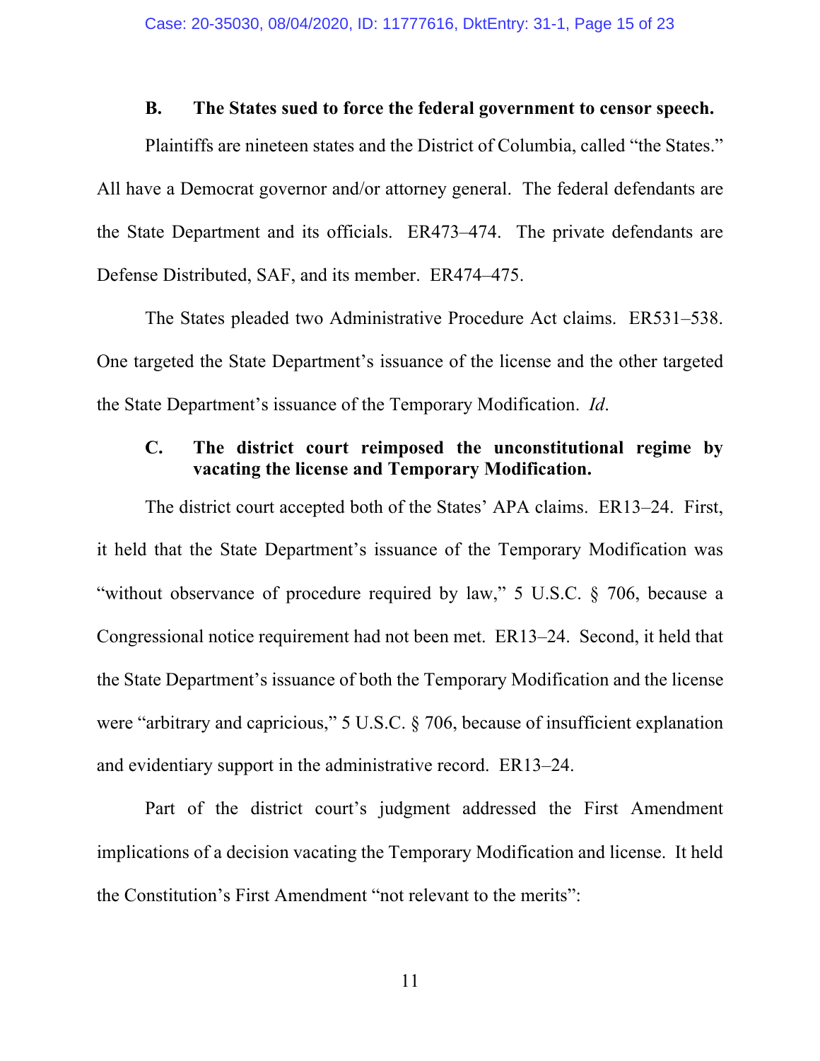### B. The States sued to force the federal government to censor speech.

Plaintiffs are nineteen states and the District of Columbia, called "the States." All have a Democrat governor and/or attorney general. The federal defendants are the State Department and its officials. ER473–474. The private defendants are Defense Distributed, SAF, and its member. ER474–475.

The States pleaded two Administrative Procedure Act claims. ER531–538. One targeted the State Department's issuance of the license and the other targeted the State Department's issuance of the Temporary Modification. *Id*.

### C. The district court reimposed the unconstitutional regime by vacating the license and Temporary Modification.

The district court accepted both of the States' APA claims. ER13–24. First, it held that the State Department's issuance of the Temporary Modification was "without observance of procedure required by law," 5 U.S.C. § 706, because a Congressional notice requirement had not been met. ER13–24. Second, it held that the State Department's issuance of both the Temporary Modification and the license were "arbitrary and capricious," 5 U.S.C. § 706, because of insufficient explanation and evidentiary support in the administrative record. ER13–24.

Part of the district court's judgment addressed the First Amendment implications of a decision vacating the Temporary Modification and license. It held the Constitution's First Amendment "not relevant to the merits":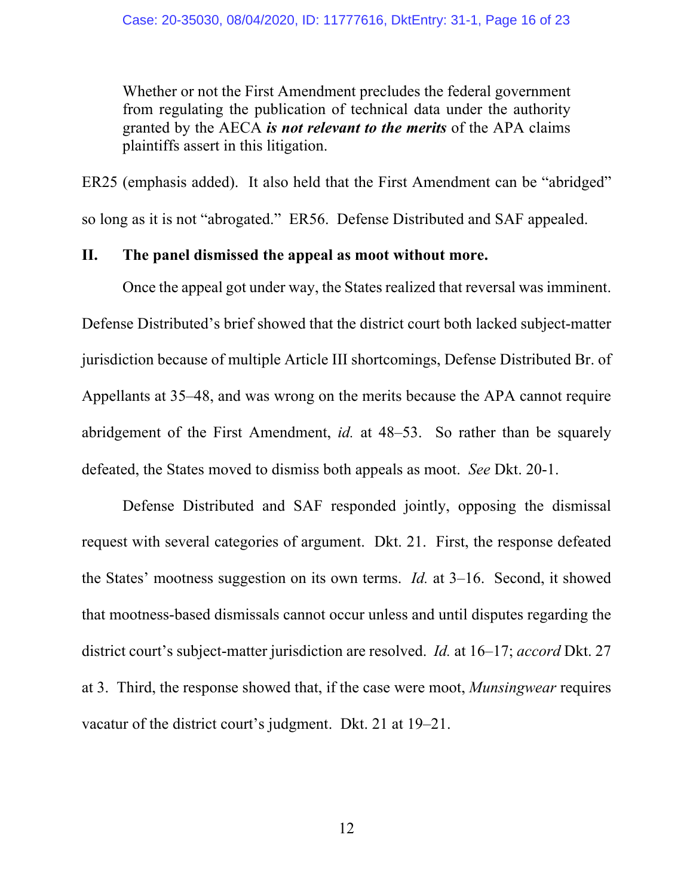> Whether or not the First Amendment precludes the federal government from regulating the publication of technical data under the authority granted by the AECA ***is not relevant to the merits*** of the APA claims plaintiffs assert in this litigation.

ER25 (emphasis added). It also held that the First Amendment can be "abridged" so long as it is not "abrogated." ER56. Defense Distributed and SAF appealed.

## II. The panel dismissed the appeal as moot without more.

Once the appeal got under way, the States realized that reversal was imminent. Defense Distributed's brief showed that the district court both lacked subject-matter jurisdiction because of multiple Article III shortcomings, Defense Distributed Br. of Appellants at 35–48, and was wrong on the merits because the APA cannot require abridgement of the First Amendment, *id.* at 48–53. So rather than be squarely defeated, the States moved to dismiss both appeals as moot. *See* Dkt. 20-1.

Defense Distributed and SAF responded jointly, opposing the dismissal request with several categories of argument. Dkt. 21. First, the response defeated the States' mootness suggestion on its own terms. *Id.* at 3–16. Second, it showed that mootness-based dismissals cannot occur unless and until disputes regarding the district court's subject-matter jurisdiction are resolved. *Id.* at 16–17; *accord* Dkt. 27 at 3. Third, the response showed that, if the case were moot, *Munsingwear* requires vacatur of the district court's judgment. Dkt. 21 at 19–21.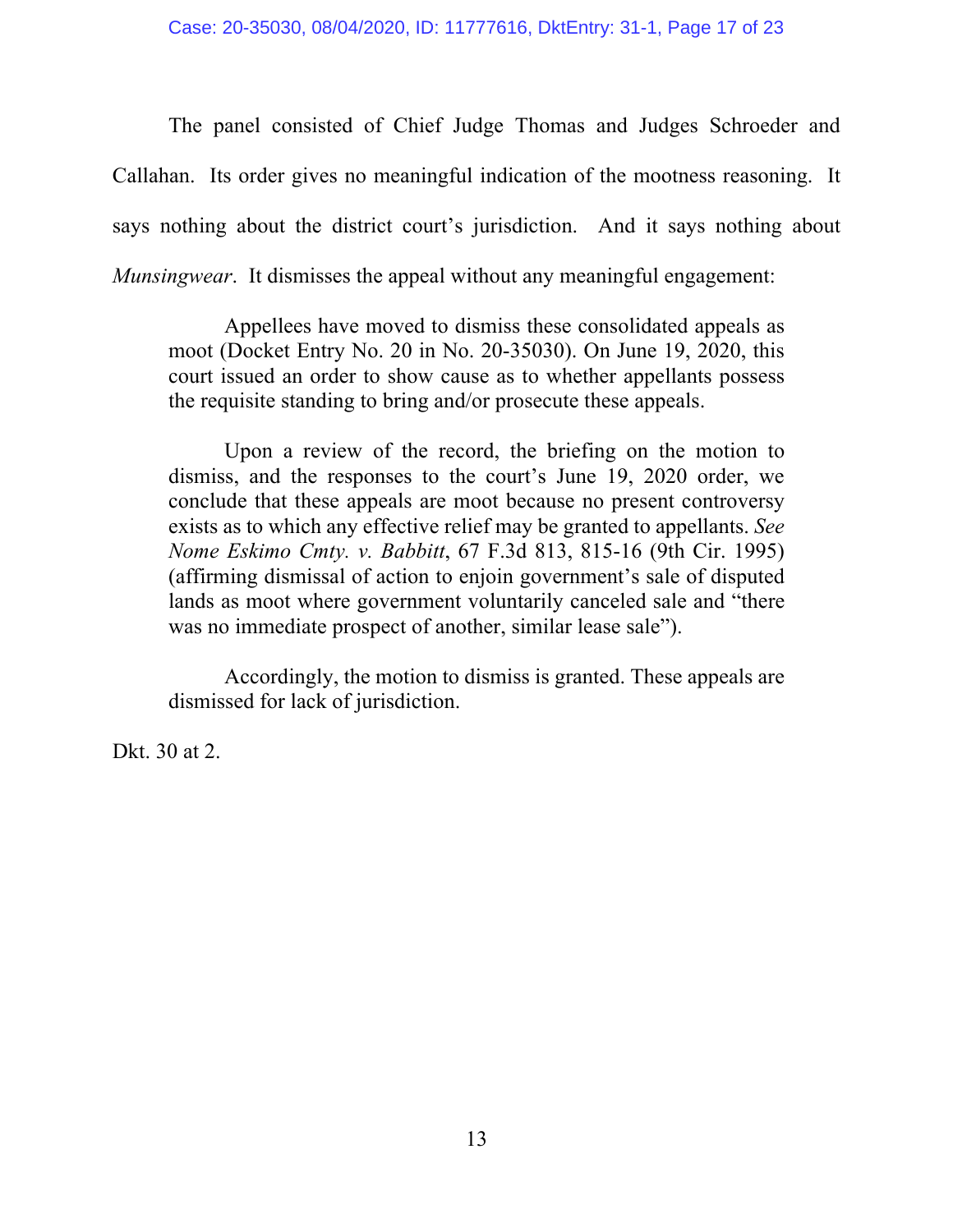The panel consisted of Chief Judge Thomas and Judges Schroeder and Callahan. Its order gives no meaningful indication of the mootness reasoning. It says nothing about the district court's jurisdiction. And it says nothing about *Munsingwear*. It dismisses the appeal without any meaningful engagement:

> Appellees have moved to dismiss these consolidated appeals as moot (Docket Entry No. 20 in No. 20-35030). On June 19, 2020, this court issued an order to show cause as to whether appellants possess the requisite standing to bring and/or prosecute these appeals.
>
> Upon a review of the record, the briefing on the motion to dismiss, and the responses to the court's June 19, 2020 order, we conclude that these appeals are moot because no present controversy exists as to which any effective relief may be granted to appellants. *See Nome Eskimo Cmty. v. Babbitt*, 67 F.3d 813, 815-16 (9th Cir. 1995) (affirming dismissal of action to enjoin government's sale of disputed lands as moot where government voluntarily canceled sale and "there was no immediate prospect of another, similar lease sale").
>
> Accordingly, the motion to dismiss is granted. These appeals are dismissed for lack of jurisdiction.

Dkt. 30 at 2.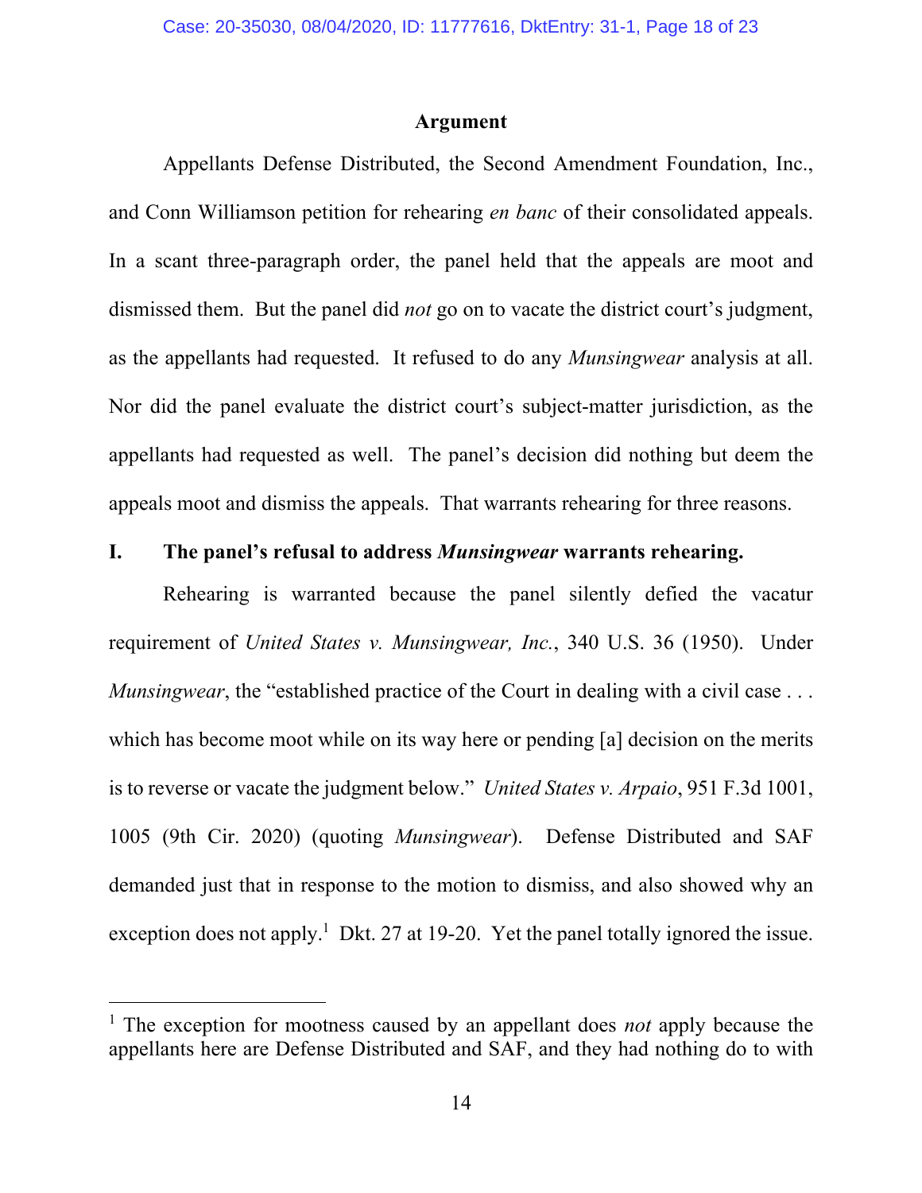## Argument

Appellants Defense Distributed, the Second Amendment Foundation, Inc., and Conn Williamson petition for rehearing *en banc* of their consolidated appeals. In a scant three-paragraph order, the panel held that the appeals are moot and dismissed them. But the panel did *not* go on to vacate the district court's judgment, as the appellants had requested. It refused to do any *Munsingwear* analysis at all. Nor did the panel evaluate the district court's subject-matter jurisdiction, as the appellants had requested as well. The panel's decision did nothing but deem the appeals moot and dismiss the appeals. That warrants rehearing for three reasons.

### I. The panel's refusal to address *Munsingwear* warrants rehearing.

Rehearing is warranted because the panel silently defied the vacatur requirement of *United States v. Munsingwear, Inc.*, 340 U.S. 36 (1950). Under *Munsingwear*, the "established practice of the Court in dealing with a civil case . . . which has become moot while on its way here or pending [a] decision on the merits is to reverse or vacate the judgment below." *United States v. Arpaio*, 951 F.3d 1001, 1005 (9th Cir. 2020) (quoting *Munsingwear*). Defense Distributed and SAF demanded just that in response to the motion to dismiss, and also showed why an exception does not apply.[1] Dkt. 27 at 19-20. Yet the panel totally ignored the issue.

[1] The exception for mootness caused by an appellant does *not* apply because the appellants here are Defense Distributed and SAF, and they had nothing do to with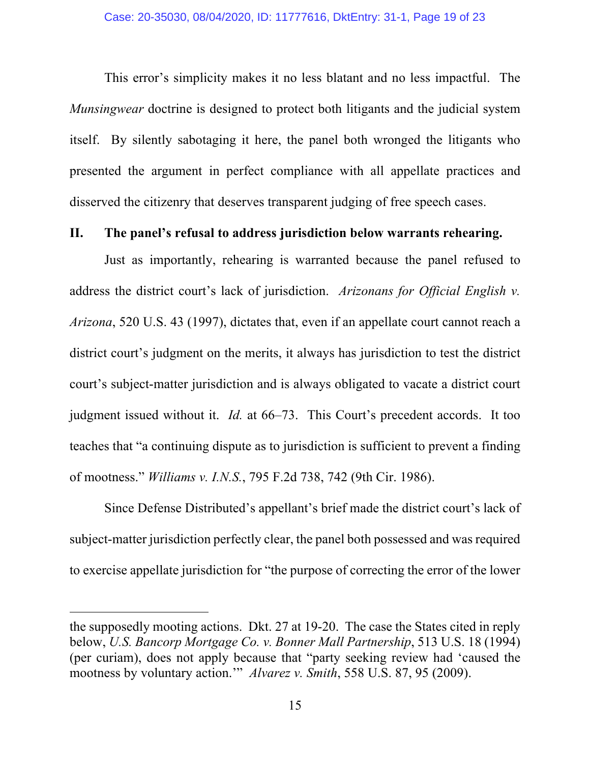This error's simplicity makes it no less blatant and no less impactful. The *Munsingwear* doctrine is designed to protect both litigants and the judicial system itself. By silently sabotaging it here, the panel both wronged the litigants who presented the argument in perfect compliance with all appellate practices and disserved the citizenry that deserves transparent judging of free speech cases.

## II. The panel's refusal to address jurisdiction below warrants rehearing.

Just as importantly, rehearing is warranted because the panel refused to address the district court's lack of jurisdiction. *Arizonans for Official English v. Arizona*, 520 U.S. 43 (1997), dictates that, even if an appellate court cannot reach a district court's judgment on the merits, it always has jurisdiction to test the district court's subject-matter jurisdiction and is always obligated to vacate a district court judgment issued without it. *Id.* at 66–73. This Court's precedent accords. It too teaches that "a continuing dispute as to jurisdiction is sufficient to prevent a finding of mootness." *Williams v. I.N.S.*, 795 F.2d 738, 742 (9th Cir. 1986).

Since Defense Distributed's appellant's brief made the district court's lack of subject-matter jurisdiction perfectly clear, the panel both possessed and was required to exercise appellate jurisdiction for "the purpose of correcting the error of the lower

---

the supposedly mooting actions. Dkt. 27 at 19-20. The case the States cited in reply below, *U.S. Bancorp Mortgage Co. v. Bonner Mall Partnership*, 513 U.S. 18 (1994) (per curiam), does not apply because that "party seeking review had 'caused the mootness by voluntary action.'" *Alvarez v. Smith*, 558 U.S. 87, 95 (2009).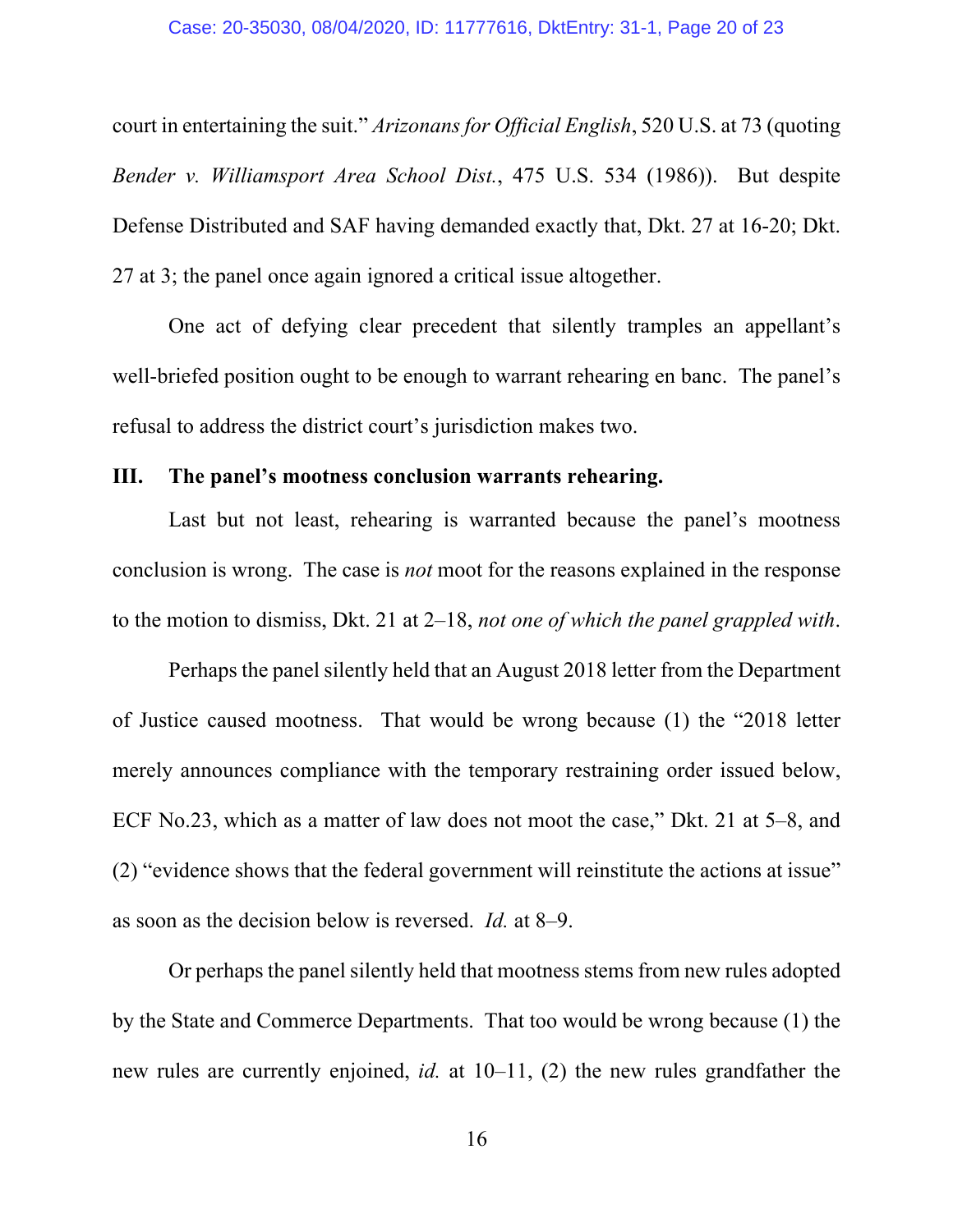court in entertaining the suit." *Arizonans for Official English*, 520 U.S. at 73 (quoting *Bender v. Williamsport Area School Dist.*, 475 U.S. 534 (1986)). But despite Defense Distributed and SAF having demanded exactly that, Dkt. 27 at 16-20; Dkt. 27 at 3; the panel once again ignored a critical issue altogether.

One act of defying clear precedent that silently tramples an appellant's well-briefed position ought to be enough to warrant rehearing en banc. The panel's refusal to address the district court's jurisdiction makes two.

### III. The panel's mootness conclusion warrants rehearing.

Last but not least, rehearing is warranted because the panel's mootness conclusion is wrong. The case is *not* moot for the reasons explained in the response to the motion to dismiss, Dkt. 21 at 2–18, *not one of which the panel grappled with*.

Perhaps the panel silently held that an August 2018 letter from the Department of Justice caused mootness. That would be wrong because (1) the "2018 letter merely announces compliance with the temporary restraining order issued below, ECF No.23, which as a matter of law does not moot the case," Dkt. 21 at 5–8, and (2) "evidence shows that the federal government will reinstitute the actions at issue" as soon as the decision below is reversed. *Id.* at 8–9.

Or perhaps the panel silently held that mootness stems from new rules adopted by the State and Commerce Departments. That too would be wrong because (1) the new rules are currently enjoined, *id.* at 10–11, (2) the new rules grandfather the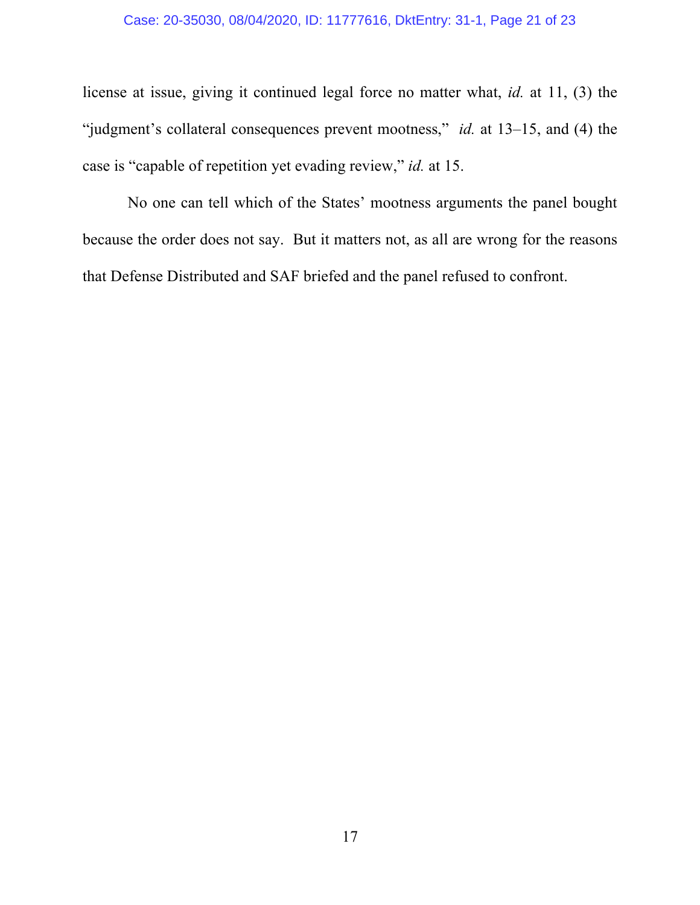license at issue, giving it continued legal force no matter what, *id.* at 11, (3) the "judgment's collateral consequences prevent mootness," *id.* at 13–15, and (4) the case is "capable of repetition yet evading review," *id.* at 15.

No one can tell which of the States' mootness arguments the panel bought because the order does not say. But it matters not, as all are wrong for the reasons that Defense Distributed and SAF briefed and the panel refused to confront.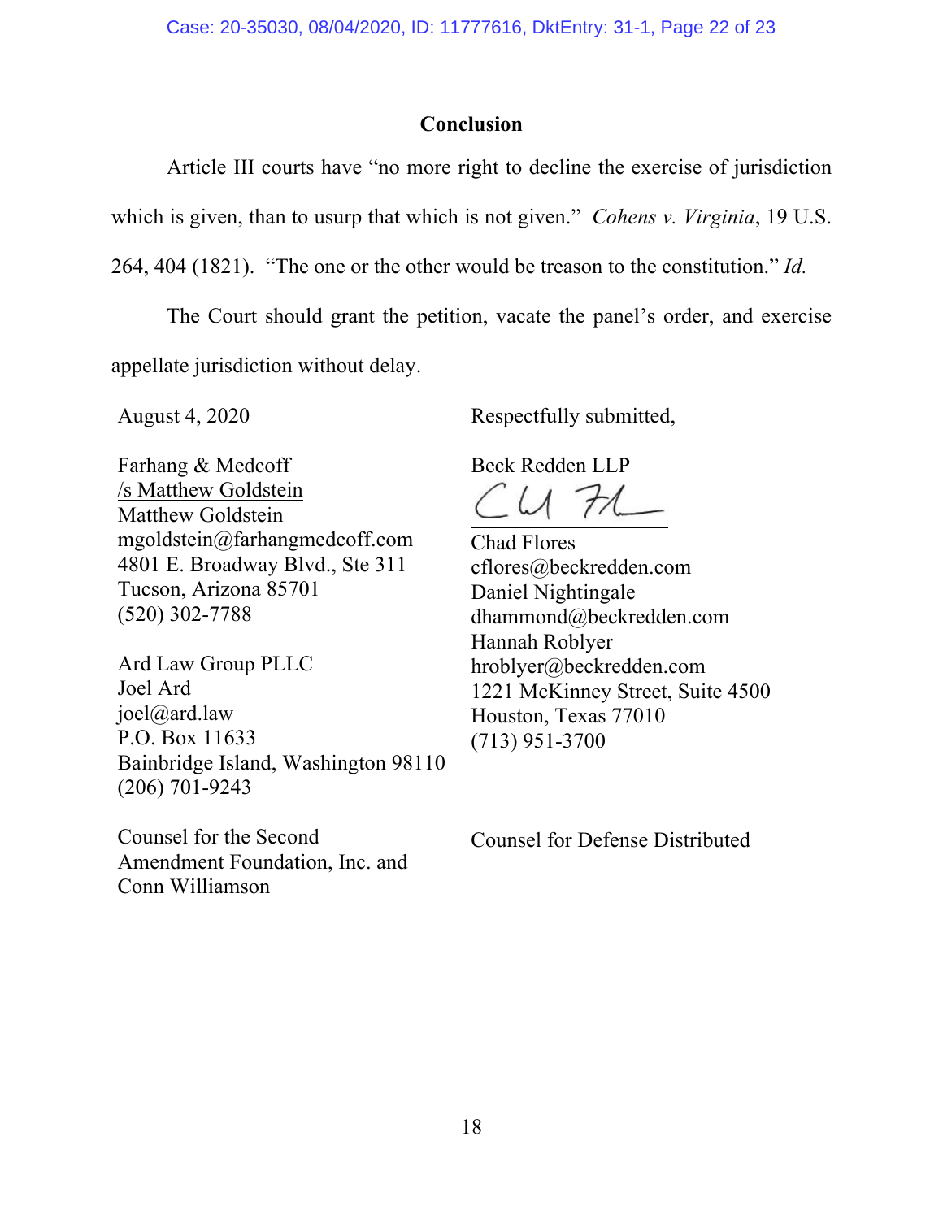## Conclusion

Article III courts have "no more right to decline the exercise of jurisdiction which is given, than to usurp that which is not given." *Cohens v. Virginia*, 19 U.S. 264, 404 (1821). "The one or the other would be treason to the constitution." *Id.*

The Court should grant the petition, vacate the panel's order, and exercise appellate jurisdiction without delay.

August 4, 2020

Respectfully submitted,

Farhang & Medcoff
/s Matthew Goldstein
Matthew Goldstein
mgoldstein@farhangmedcoff.com
4801 E. Broadway Blvd., Ste 311
Tucson, Arizona 85701
(520) 302-7788

Ard Law Group PLLC
Joel Ard
joel@ard.law
P.O. Box 11633
Bainbridge Island, Washington 98110
(206) 701-9243

Counsel for the Second Amendment Foundation, Inc. and Conn Williamson

Beck Redden LLP

Chad Flores
cflores@beckredden.com
Daniel Nightingale
dhammond@beckredden.com
Hannah Roblyer
hroblyer@beckredden.com
1221 McKinney Street, Suite 4500
Houston, Texas 77010
(713) 951-3700

Counsel for Defense Distributed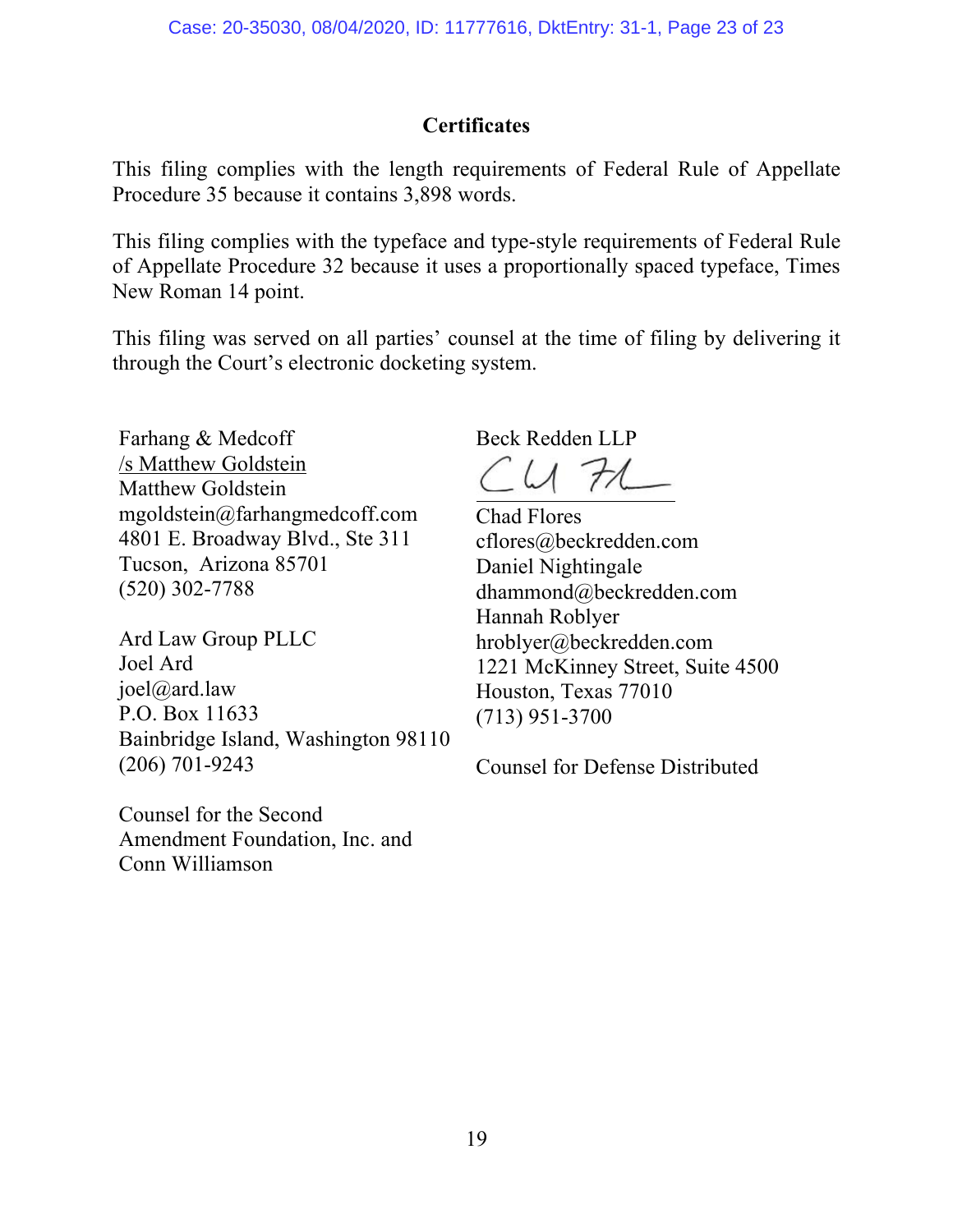## Certificates

This filing complies with the length requirements of Federal Rule of Appellate Procedure 35 because it contains 3,898 words.

This filing complies with the typeface and type-style requirements of Federal Rule of Appellate Procedure 32 because it uses a proportionally spaced typeface, Times New Roman 14 point.

This filing was served on all parties' counsel at the time of filing by delivering it through the Court's electronic docketing system.

Farhang & Medcoff
/s Matthew Goldstein
Matthew Goldstein
mgoldstein@farhangmedcoff.com
4801 E. Broadway Blvd., Ste 311
Tucson, Arizona 85701
(520) 302-7788

Ard Law Group PLLC
Joel Ard
joel@ard.law
P.O. Box 11633
Bainbridge Island, Washington 98110
(206) 701-9243

Counsel for the Second Amendment Foundation, Inc. and Conn Williamson

Beck Redden LLP

Chad Flores
cflores@beckredden.com
Daniel Nightingale
dhammond@beckredden.com
Hannah Roblyer
hroblyer@beckredden.com
1221 McKinney Street, Suite 4500
Houston, Texas 77010
(713) 951-3700

Counsel for Defense Distributed